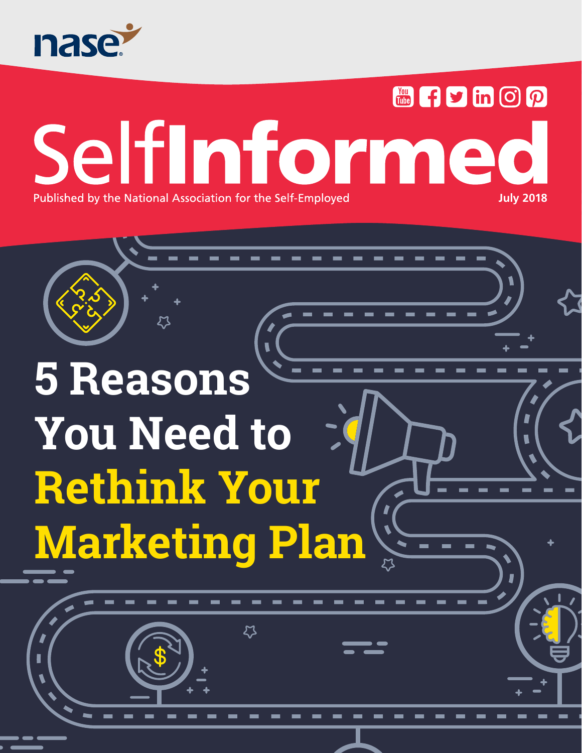nase

# SelfInformed

Published by the National Association for the Self-Employed

July 2018

# 5 Reasons You Need to Rethink Your Marketing Plan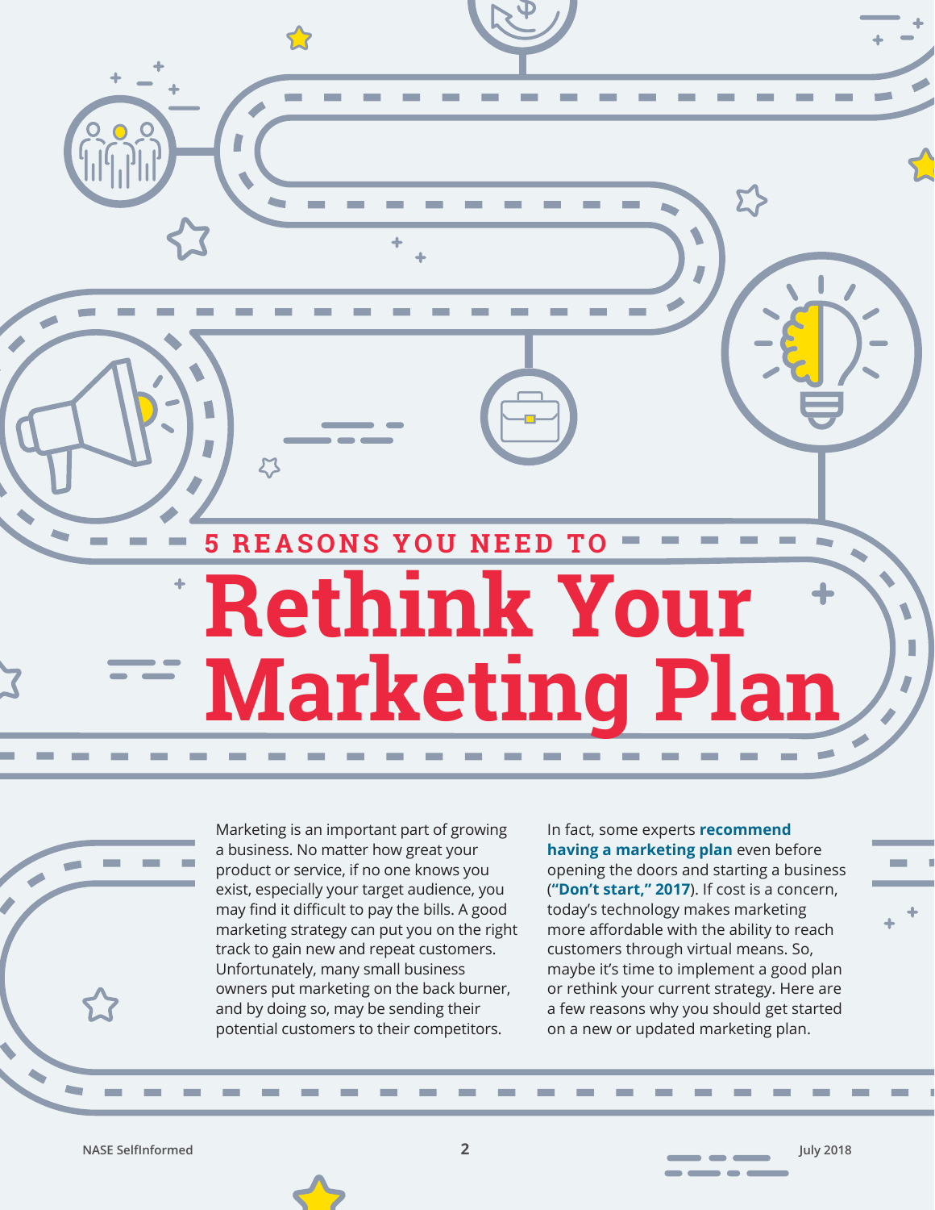### 5 REASONS YOU NEED TO

# Rethink Your Marketing Plan

Marketing is an important part of growing a business. No matter how great your product or service, if no one knows you exist, especially your target audience, you may find it difficult to pay the bills. A good marketing strategy can put you on the right track to gain new and repeat customers. Unfortunately, many small business owners put marketing on the back burner, and by doing so, may be sending their potential customers to their competitors.

In fact, some experts **recommend having a marketing plan** even before opening the doors and starting a business (**"Don't start," 2017**). If cost is a concern, today's technology makes marketing more affordable with the ability to reach customers through virtual means. So, maybe it's time to implement a good plan or rethink your current strategy. Here are a few reasons why you should get started on a new or updated marketing plan.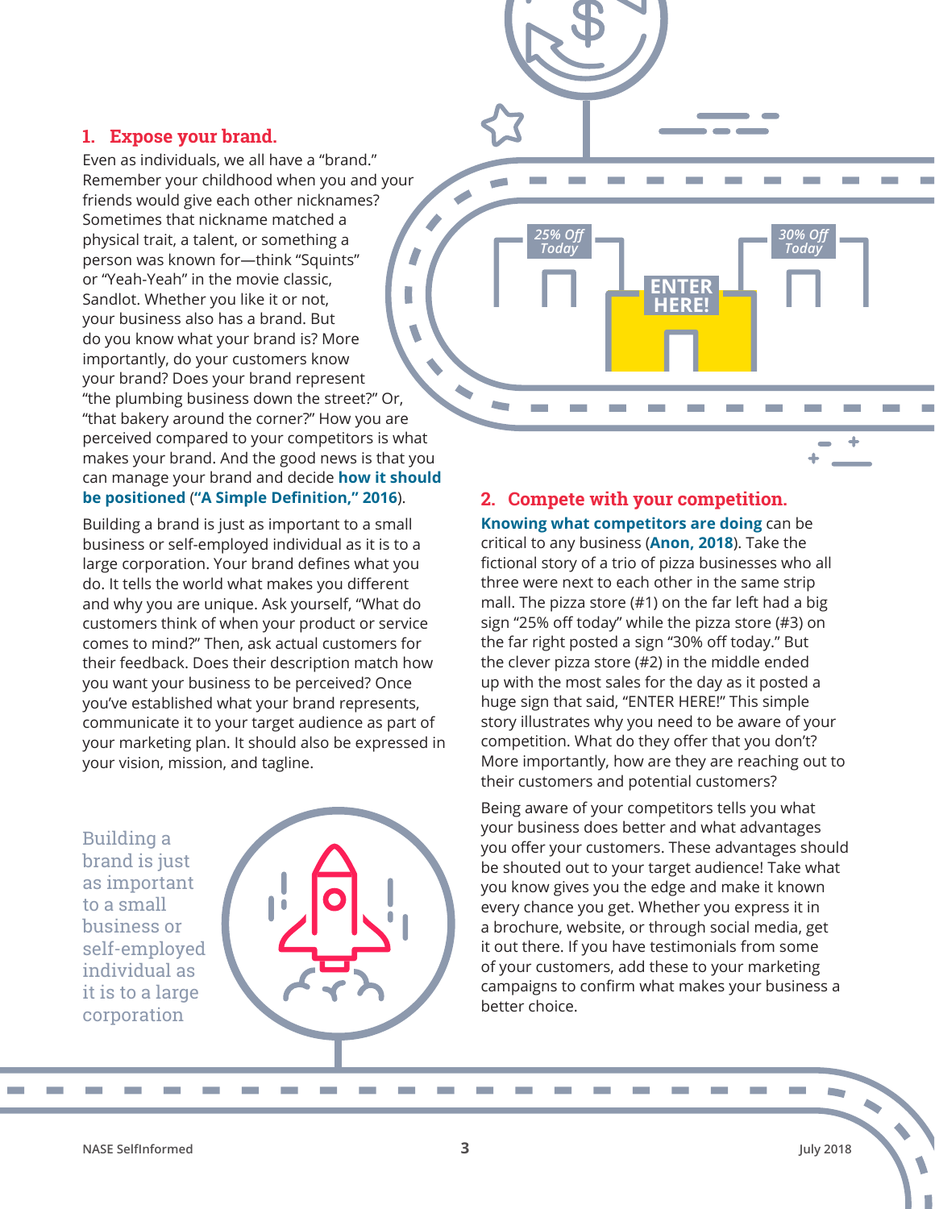## 1. Expose your brand.

Even as individuals, we all have a "brand." Remember your childhood when you and your friends would give each other nicknames? Sometimes that nickname matched a physical trait, a talent, or something a person was known for—think "Squints" or "Yeah-Yeah" in the movie classic, Sandlot. Whether you like it or not, your business also has a brand. But do you know what your brand is? More importantly, do your customers know your brand? Does your brand represent "the plumbing business down the street?" Or, "that bakery around the corner?" How you are perceived compared to your competitors is what makes your brand. And the good news is that you can manage your brand and decide **how it should be positioned** (**"A Simple Definition," 2016**).

Building a brand is just as important to a small business or self-employed individual as it is to a large corporation. Your brand defines what you do. It tells the world what makes you different and why you are unique. Ask yourself, "What do customers think of when your product or service comes to mind?" Then, ask actual customers for their feedback. Does their description match how you want your business to be perceived? Once you've established what your brand represents, communicate it to your target audience as part of your marketing plan. It should also be expressed in your vision, mission, and tagline.

> Building a brand is just as important to a small business or self-employed individual as it is to a large corporation

## 2. Compete with your competition.

**Knowing what competitors are doing** can be critical to any business (**Anon, 2018**). Take the fictional story of a trio of pizza businesses who all three were next to each other in the same strip mall. The pizza store (#1) on the far left had a big sign "25% off today" while the pizza store (#3) on the far right posted a sign "30% off today." But the clever pizza store (#2) in the middle ended up with the most sales for the day as it posted a huge sign that said, "ENTER HERE!" This simple story illustrates why you need to be aware of your competition. What do they offer that you don't? More importantly, how are they reaching out to their customers and potential customers?

Being aware of your competitors tells you what your business does better and what advantages you offer your customers. These advantages should be shouted out to your target audience! Take what you know gives you the edge and make it known every chance you get. Whether you express it in a brochure, website, or through social media, get it out there. If you have testimonials from some of your customers, add these to your marketing campaigns to confirm what makes your business a better choice.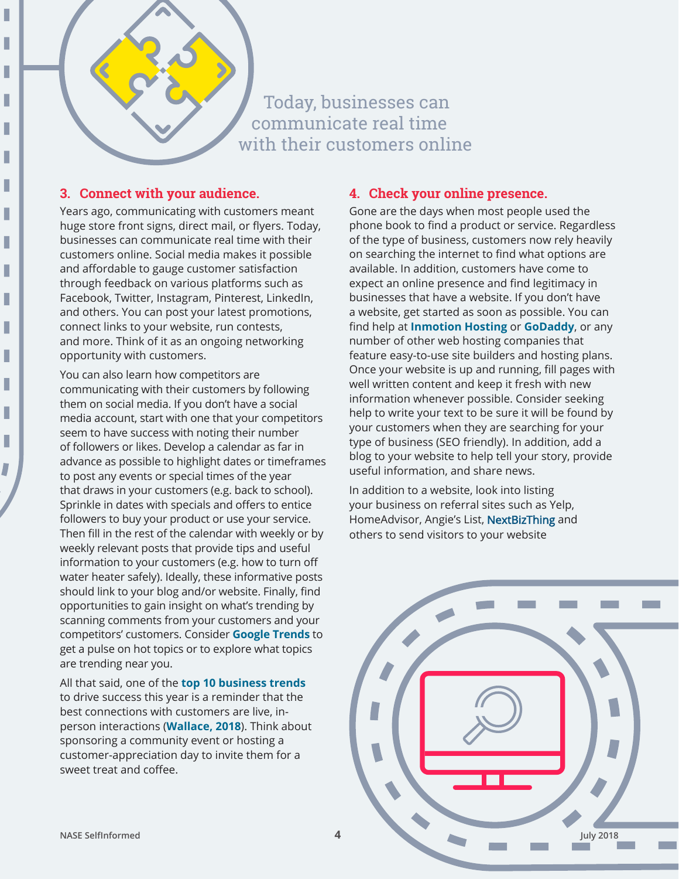> Today, businesses can communicate real time with their customers online

### 3. Connect with your audience.

Years ago, communicating with customers meant huge store front signs, direct mail, or flyers. Today, businesses can communicate real time with their customers online. Social media makes it possible and affordable to gauge customer satisfaction through feedback on various platforms such as Facebook, Twitter, Instagram, Pinterest, LinkedIn, and others. You can post your latest promotions, connect links to your website, run contests, and more. Think of it as an ongoing networking opportunity with customers.

You can also learn how competitors are communicating with their customers by following them on social media. If you don't have a social media account, start with one that your competitors seem to have success with noting their number of followers or likes. Develop a calendar as far in advance as possible to highlight dates or timeframes to post any events or special times of the year that draws in your customers (e.g. back to school). Sprinkle in dates with specials and offers to entice followers to buy your product or use your service. Then fill in the rest of the calendar with weekly or by weekly relevant posts that provide tips and useful information to your customers (e.g. how to turn off water heater safely). Ideally, these informative posts should link to your blog and/or website. Finally, find opportunities to gain insight on what's trending by scanning comments from your customers and your competitors' customers. Consider **Google Trends** to get a pulse on hot topics or to explore what topics are trending near you.

All that said, one of the **top 10 business trends** to drive success this year is a reminder that the best connections with customers are live, in-person interactions (**Wallace, 2018**). Think about sponsoring a community event or hosting a customer-appreciation day to invite them for a sweet treat and coffee.

### 4. Check your online presence.

Gone are the days when most people used the phone book to find a product or service. Regardless of the type of business, customers now rely heavily on searching the internet to find what options are available. In addition, customers have come to expect an online presence and find legitimacy in businesses that have a website. If you don't have a website, get started as soon as possible. You can find help at **Inmotion Hosting** or **GoDaddy**, or any number of other web hosting companies that feature easy-to-use site builders and hosting plans. Once your website is up and running, fill pages with well written content and keep it fresh with new information whenever possible. Consider seeking help to write your text to be sure it will be found by your customers when they are searching for your type of business (SEO friendly). In addition, add a blog to your website to help tell your story, provide useful information, and share news.

In addition to a website, look into listing your business on referral sites such as Yelp, HomeAdvisor, Angie's List, NextBizThing and others to send visitors to your website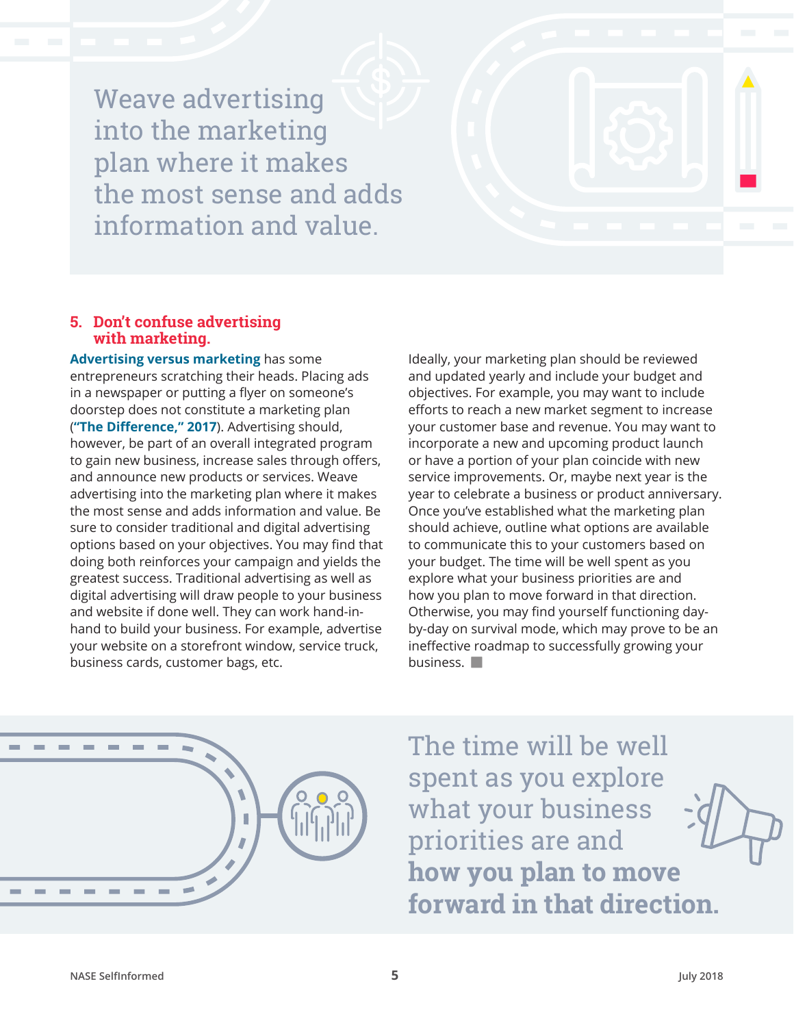> Weave advertising into the marketing plan where it makes the most sense and adds information and value.

### 5. Don't confuse advertising with marketing.

**Advertising versus marketing** has some entrepreneurs scratching their heads. Placing ads in a newspaper or putting a flyer on someone's doorstep does not constitute a marketing plan (**"The Difference," 2017**). Advertising should, however, be part of an overall integrated program to gain new business, increase sales through offers, and announce new products or services. Weave advertising into the marketing plan where it makes the most sense and adds information and value. Be sure to consider traditional and digital advertising options based on your objectives. You may find that doing both reinforces your campaign and yields the greatest success. Traditional advertising as well as digital advertising will draw people to your business and website if done well. They can work hand-in-hand to build your business. For example, advertise your website on a storefront window, service truck, business cards, customer bags, etc.

Ideally, your marketing plan should be reviewed and updated yearly and include your budget and objectives. For example, you may want to include efforts to reach a new market segment to increase your customer base and revenue. You may want to incorporate a new and upcoming product launch or have a portion of your plan coincide with new service improvements. Or, maybe next year is the year to celebrate a business or product anniversary. Once you've established what the marketing plan should achieve, outline what options are available to communicate this to your customers based on your budget. The time will be well spent as you explore what your business priorities are and how you plan to move forward in that direction. Otherwise, you may find yourself functioning day-by-day on survival mode, which may prove to be an ineffective roadmap to successfully growing your business.

> The time will be well spent as you explore what your business priorities are and **how you plan to move forward in that direction.**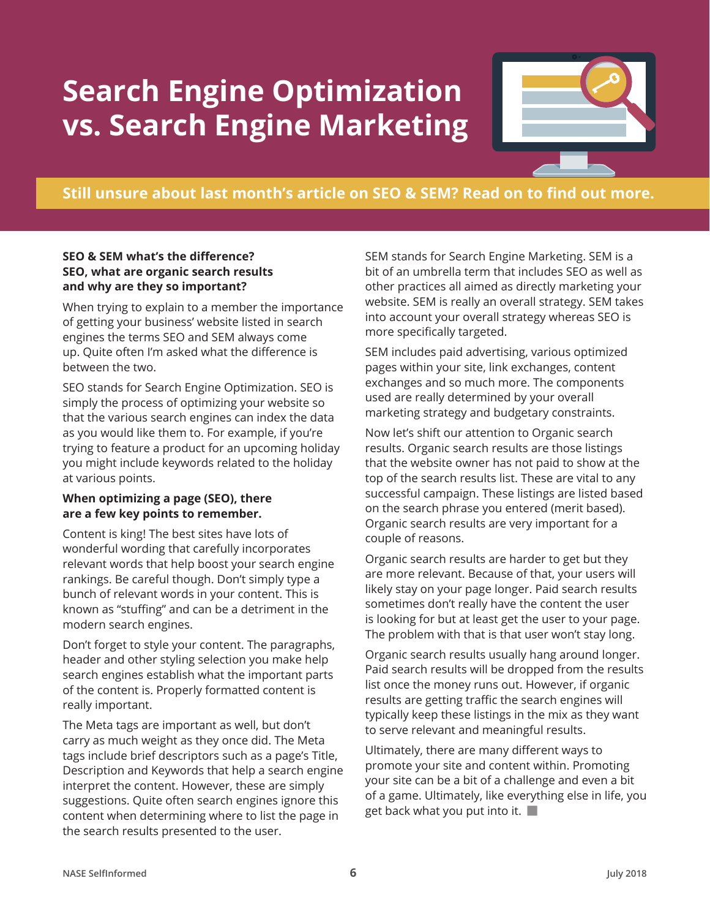# Search Engine Optimization vs. Search Engine Marketing

**Still unsure about last month's article on SEO & SEM? Read on to find out more.**

**SEO & SEM what's the difference? SEO, what are organic search results and why are they so important?**

When trying to explain to a member the importance of getting your business' website listed in search engines the terms SEO and SEM always come up. Quite often I'm asked what the difference is between the two.

SEO stands for Search Engine Optimization. SEO is simply the process of optimizing your website so that the various search engines can index the data as you would like them to. For example, if you're trying to feature a product for an upcoming holiday you might include keywords related to the holiday at various points.

**When optimizing a page (SEO), there are a few key points to remember.**

Content is king! The best sites have lots of wonderful wording that carefully incorporates relevant words that help boost your search engine rankings. Be careful though. Don't simply type a bunch of relevant words in your content. This is known as "stuffing" and can be a detriment in the modern search engines.

Don't forget to style your content. The paragraphs, header and other styling selection you make help search engines establish what the important parts of the content is. Properly formatted content is really important.

The Meta tags are important as well, but don't carry as much weight as they once did. The Meta tags include brief descriptors such as a page's Title, Description and Keywords that help a search engine interpret the content. However, these are simply suggestions. Quite often search engines ignore this content when determining where to list the page in the search results presented to the user.

SEM stands for Search Engine Marketing. SEM is a bit of an umbrella term that includes SEO as well as other practices all aimed as directly marketing your website. SEM is really an overall strategy. SEM takes into account your overall strategy whereas SEO is more specifically targeted.

SEM includes paid advertising, various optimized pages within your site, link exchanges, content exchanges and so much more. The components used are really determined by your overall marketing strategy and budgetary constraints.

Now let's shift our attention to Organic search results. Organic search results are those listings that the website owner has not paid to show at the top of the search results list. These are vital to any successful campaign. These listings are listed based on the search phrase you entered (merit based). Organic search results are very important for a couple of reasons.

Organic search results are harder to get but they are more relevant. Because of that, your users will likely stay on your page longer. Paid search results sometimes don't really have the content the user is looking for but at least get the user to your page. The problem with that is that user won't stay long.

Organic search results usually hang around longer. Paid search results will be dropped from the results list once the money runs out. However, if organic results are getting traffic the search engines will typically keep these listings in the mix as they want to serve relevant and meaningful results.

Ultimately, there are many different ways to promote your site and content within. Promoting your site can be a bit of a challenge and even a bit of a game. Ultimately, like everything else in life, you get back what you put into it. ■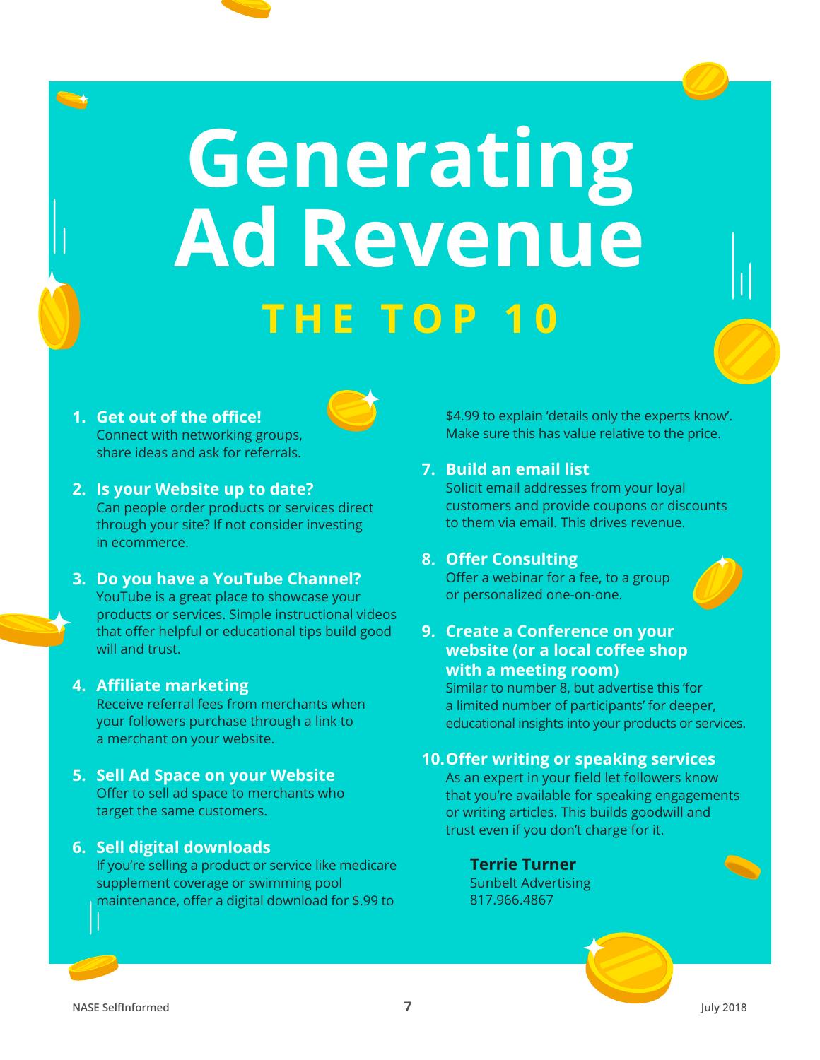# Generating Ad Revenue

## THE TOP 10

1. **Get out of the office!**
   Connect with networking groups, share ideas and ask for referrals.

2. **Is your Website up to date?**
   Can people order products or services direct through your site? If not consider investing in ecommerce.

3. **Do you have a YouTube Channel?**
   YouTube is a great place to showcase your products or services. Simple instructional videos that offer helpful or educational tips build good will and trust.

4. **Affiliate marketing**
   Receive referral fees from merchants when your followers purchase through a link to a merchant on your website.

5. **Sell Ad Space on your Website**
   Offer to sell ad space to merchants who target the same customers.

6. **Sell digital downloads**
   If you're selling a product or service like medicare supplement coverage or swimming pool maintenance, offer a digital download for $.99 to $4.99 to explain 'details only the experts know'. Make sure this has value relative to the price.

7. **Build an email list**
   Solicit email addresses from your loyal customers and provide coupons or discounts to them via email. This drives revenue.

8. **Offer Consulting**
   Offer a webinar for a fee, to a group or personalized one-on-one.

9. **Create a Conference on your website (or a local coffee shop with a meeting room)**
   Similar to number 8, but advertise this 'for a limited number of participants' for deeper, educational insights into your products or services.

10. **Offer writing or speaking services**
    As an expert in your field let followers know that you're available for speaking engagements or writing articles. This builds goodwill and trust even if you don't charge for it.

**Terrie Turner**
Sunbelt Advertising
817.966.4867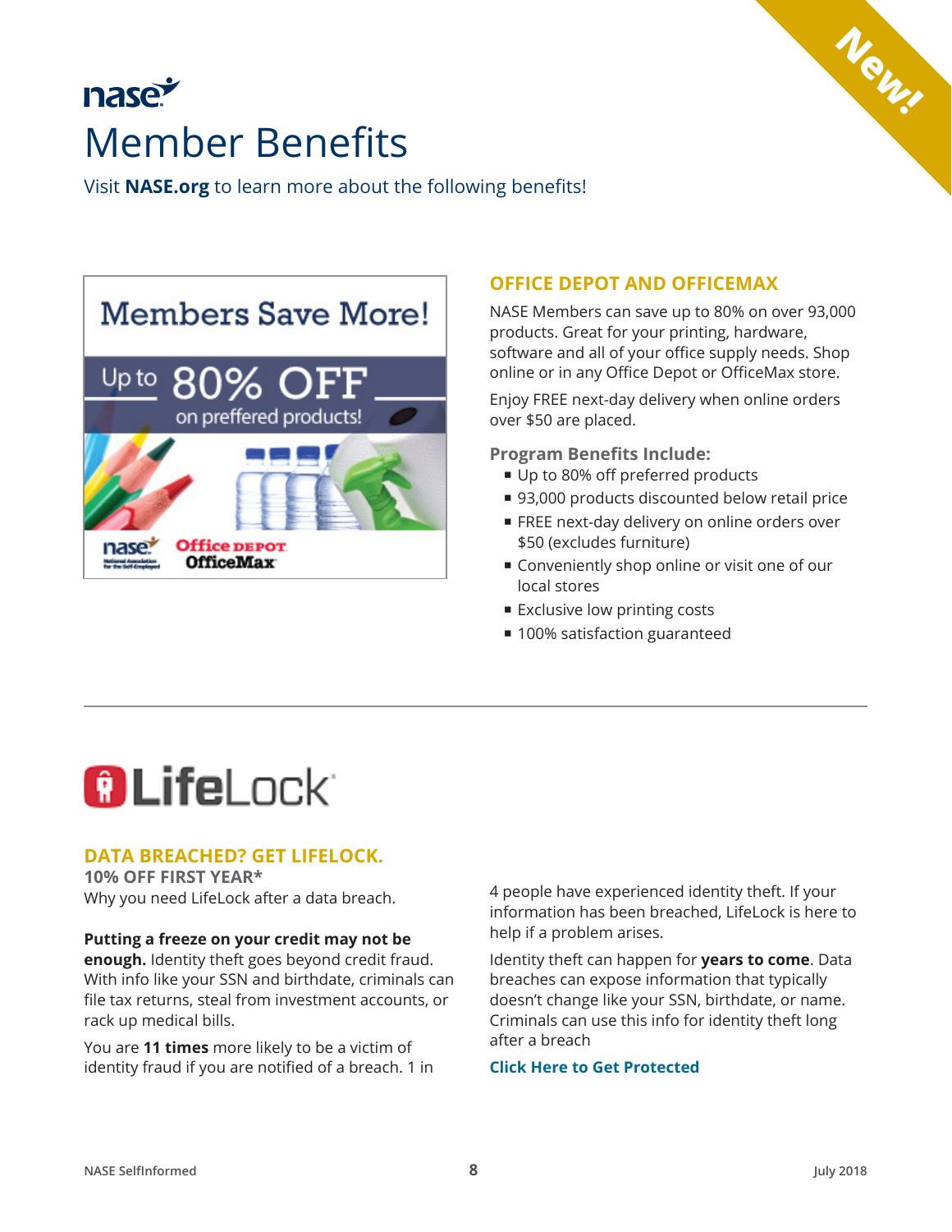New!

# nase Member Benefits

Visit **NASE.org** to learn more about the following benefits!

Members Save More!

Up to 80% OFF on preffered products!

## OFFICE DEPOT AND OFFICEMAX

NASE Members can save up to 80% on over 93,000 products. Great for your printing, hardware, software and all of your office supply needs. Shop online or in any Office Depot or OfficeMax store.

Enjoy FREE next-day delivery when online orders over $50 are placed.

### Program Benefits Include:

- Up to 80% off preferred products
- 93,000 products discounted below retail price
- FREE next-day delivery on online orders over $50 (excludes furniture)
- Conveniently shop online or visit one of our local stores
- Exclusive low printing costs
- 100% satisfaction guaranteed

---

# LifeLock

## DATA BREACHED? GET LIFELOCK.

**10% OFF FIRST YEAR***

Why you need LifeLock after a data breach.

**Putting a freeze on your credit may not be enough.** Identity theft goes beyond credit fraud. With info like your SSN and birthdate, criminals can file tax returns, steal from investment accounts, or rack up medical bills.

You are **11 times** more likely to be a victim of identity fraud if you are notified of a breach. 1 in 4 people have experienced identity theft. If your information has been breached, LifeLock is here to help if a problem arises.

Identity theft can happen for **years to come**. Data breaches can expose information that typically doesn't change like your SSN, birthdate, or name. Criminals can use this info for identity theft long after a breach

**Click Here to Get Protected**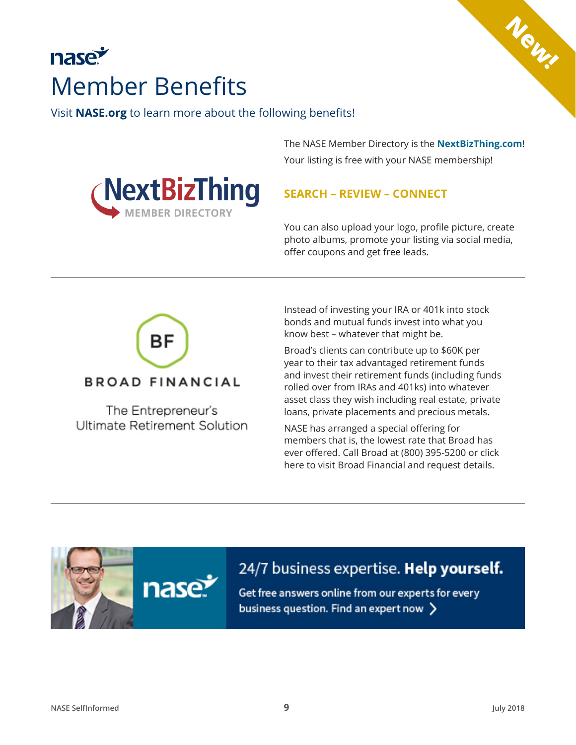nase

# Member Benefits

Visit **NASE.org** to learn more about the following benefits!

New!

NextBizThing MEMBER DIRECTORY

The NASE Member Directory is the **NextBizThing.com**! Your listing is free with your NASE membership!

**SEARCH – REVIEW – CONNECT**

You can also upload your logo, profile picture, create photo albums, promote your listing via social media, offer coupons and get free leads.

---

BF BROAD FINANCIAL

The Entrepreneur's Ultimate Retirement Solution

Instead of investing your IRA or 401k into stock bonds and mutual funds invest into what you know best – whatever that might be.

Broad's clients can contribute up to $60K per year to their tax advantaged retirement funds and invest their retirement funds (including funds rolled over from IRAs and 401ks) into whatever asset class they wish including real estate, private loans, private placements and precious metals.

NASE has arranged a special offering for members that is, the lowest rate that Broad has ever offered. Call Broad at (800) 395-5200 or click here to visit Broad Financial and request details.

---

nase

24/7 business expertise. **Help yourself.**

Get free answers online from our experts for every business question. Find an expert now ›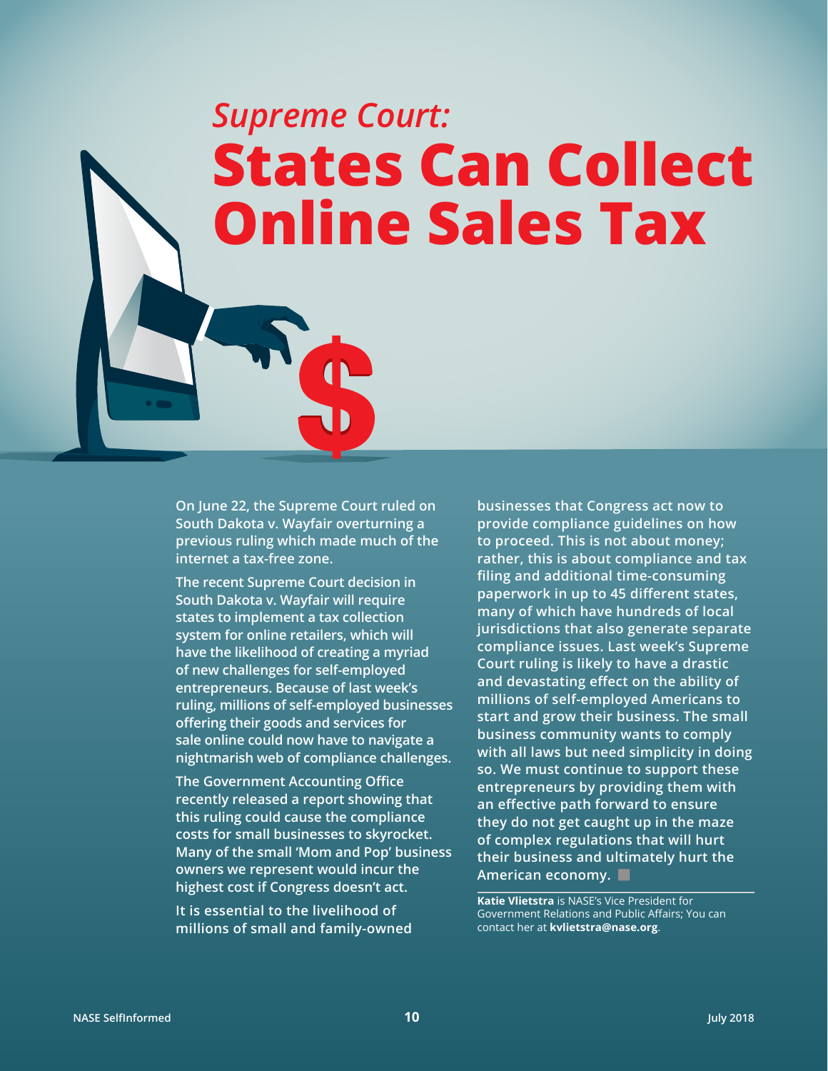*Supreme Court:*

# States Can Collect Online Sales Tax

**On June 22, the Supreme Court ruled on South Dakota v. Wayfair overturning a previous ruling which made much of the internet a tax-free zone.**

**The recent Supreme Court decision in South Dakota v. Wayfair will require states to implement a tax collection system for online retailers, which will have the likelihood of creating a myriad of new challenges for self-employed entrepreneurs. Because of last week's ruling, millions of self-employed businesses offering their goods and services for sale online could now have to navigate a nightmarish web of compliance challenges.**

**The Government Accounting Office recently released a report showing that this ruling could cause the compliance costs for small businesses to skyrocket. Many of the small 'Mom and Pop' business owners we represent would incur the highest cost if Congress doesn't act.**

**It is essential to the livelihood of millions of small and family-owned businesses that Congress act now to provide compliance guidelines on how to proceed. This is not about money; rather, this is about compliance and tax filing and additional time-consuming paperwork in up to 45 different states, many of which have hundreds of local jurisdictions that also generate separate compliance issues. Last week's Supreme Court ruling is likely to have a drastic and devastating effect on the ability of millions of self-employed Americans to start and grow their business. The small business community wants to comply with all laws but need simplicity in doing so. We must continue to support these entrepreneurs by providing them with an effective path forward to ensure they do not get caught up in the maze of complex regulations that will hurt their business and ultimately hurt the American economy.**

**Katie Vlietstra** is NASE's Vice President for Government Relations and Public Affairs; You can contact her at **kvlietstra@nase.org**.